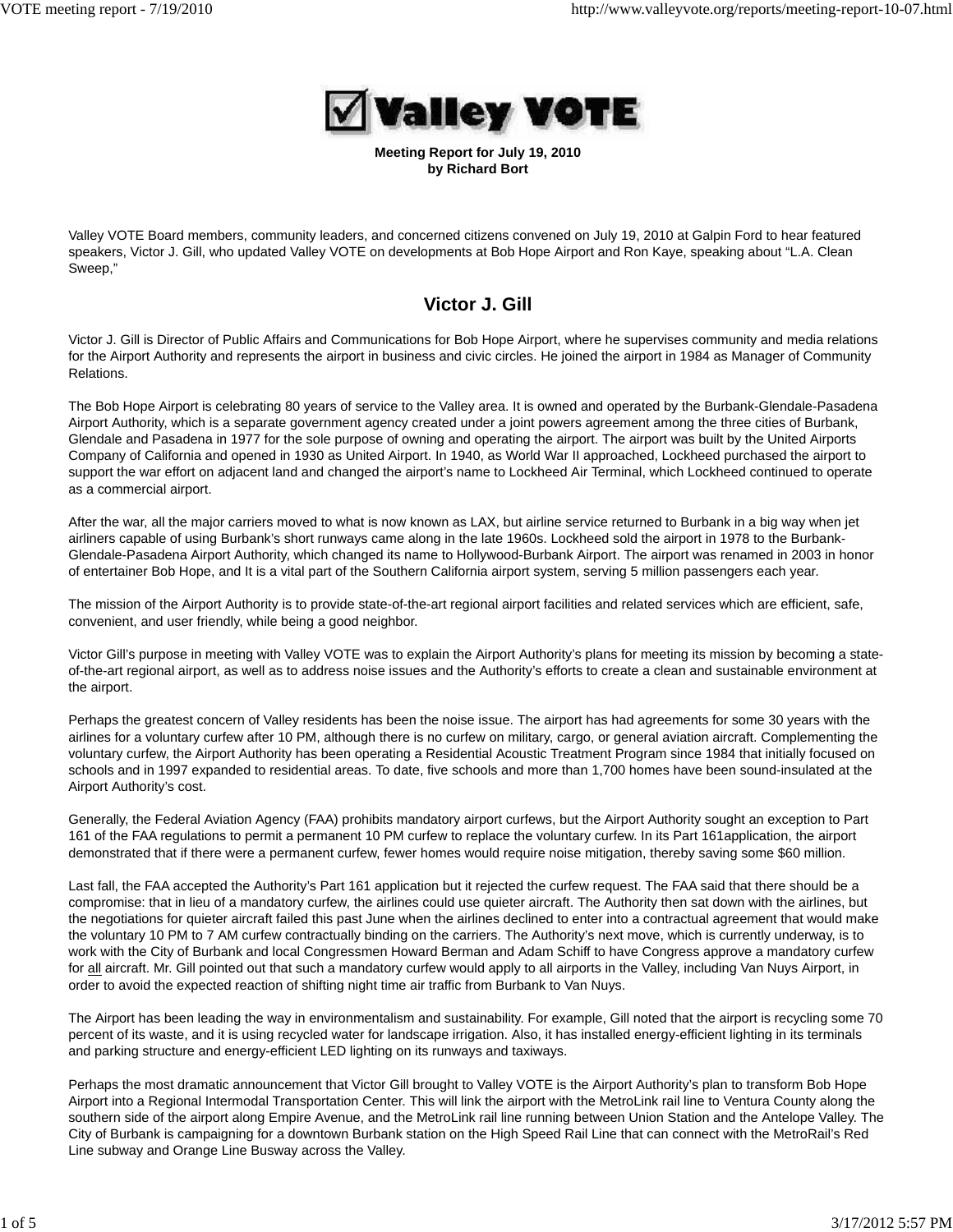Meeting Report for July 19, 2010
by Richard Bort

Valley VOTE Board members, community leaders, and concerned citizens convened on July 19, 2010 at Galpin Ford to hear featured speakers, Victor J. Gill, who updated Valley VOTE on developments at Bob Hope Airport and Ron Kaye, speaking about "L.A. Clean Sweep,"

## Victor J. Gill

Victor J. Gill is Director of Public Affairs and Communications for Bob Hope Airport, where he supervises community and media relations for the Airport Authority and represents the airport in business and civic circles. He joined the airport in 1984 as Manager of Community Relations.

The Bob Hope Airport is celebrating 80 years of service to the Valley area. It is owned and operated by the Burbank-Glendale-Pasadena Airport Authority, which is a separate government agency created under a joint powers agreement among the three cities of Burbank, Glendale and Pasadena in 1977 for the sole purpose of owning and operating the airport. The airport was built by the United Airports Company of California and opened in 1930 as United Airport. In 1940, as World War II approached, Lockheed purchased the airport to support the war effort on adjacent land and changed the airport's name to Lockheed Air Terminal, which Lockheed continued to operate as a commercial airport.

After the war, all the major carriers moved to what is now known as LAX, but airline service returned to Burbank in a big way when jet airliners capable of using Burbank's short runways came along in the late 1960s. Lockheed sold the airport in 1978 to the Burbank-Glendale-Pasadena Airport Authority, which changed its name to Hollywood-Burbank Airport. The airport was renamed in 2003 in honor of entertainer Bob Hope, and It is a vital part of the Southern California airport system, serving 5 million passengers each year.

The mission of the Airport Authority is to provide state-of-the-art regional airport facilities and related services which are efficient, safe, convenient, and user friendly, while being a good neighbor.

Victor Gill's purpose in meeting with Valley VOTE was to explain the Airport Authority's plans for meeting its mission by becoming a state-of-the-art regional airport, as well as to address noise issues and the Authority's efforts to create a clean and sustainable environment at the airport.

Perhaps the greatest concern of Valley residents has been the noise issue. The airport has had agreements for some 30 years with the airlines for a voluntary curfew after 10 PM, although there is no curfew on military, cargo, or general aviation aircraft. Complementing the voluntary curfew, the Airport Authority has been operating a Residential Acoustic Treatment Program since 1984 that initially focused on schools and in 1997 expanded to residential areas. To date, five schools and more than 1,700 homes have been sound-insulated at the Airport Authority's cost.

Generally, the Federal Aviation Agency (FAA) prohibits mandatory airport curfews, but the Airport Authority sought an exception to Part 161 of the FAA regulations to permit a permanent 10 PM curfew to replace the voluntary curfew. In its Part 161application, the airport demonstrated that if there were a permanent curfew, fewer homes would require noise mitigation, thereby saving some $60 million.

Last fall, the FAA accepted the Authority's Part 161 application but it rejected the curfew request. The FAA said that there should be a compromise: that in lieu of a mandatory curfew, the airlines could use quieter aircraft. The Authority then sat down with the airlines, but the negotiations for quieter aircraft failed this past June when the airlines declined to enter into a contractual agreement that would make the voluntary 10 PM to 7 AM curfew contractually binding on the carriers. The Authority's next move, which is currently underway, is to work with the City of Burbank and local Congressmen Howard Berman and Adam Schiff to have Congress approve a mandatory curfew for <u>all</u> aircraft. Mr. Gill pointed out that such a mandatory curfew would apply to all airports in the Valley, including Van Nuys Airport, in order to avoid the expected reaction of shifting night time air traffic from Burbank to Van Nuys.

The Airport has been leading the way in environmentalism and sustainability. For example, Gill noted that the airport is recycling some 70 percent of its waste, and it is using recycled water for landscape irrigation. Also, it has installed energy-efficient lighting in its terminals and parking structure and energy-efficient LED lighting on its runways and taxiways.

Perhaps the most dramatic announcement that Victor Gill brought to Valley VOTE is the Airport Authority's plan to transform Bob Hope Airport into a Regional Intermodal Transportation Center. This will link the airport with the MetroLink rail line to Ventura County along the southern side of the airport along Empire Avenue, and the MetroLink rail line running between Union Station and the Antelope Valley. The City of Burbank is campaigning for a downtown Burbank station on the High Speed Rail Line that can connect with the MetroRail's Red Line subway and Orange Line Busway across the Valley.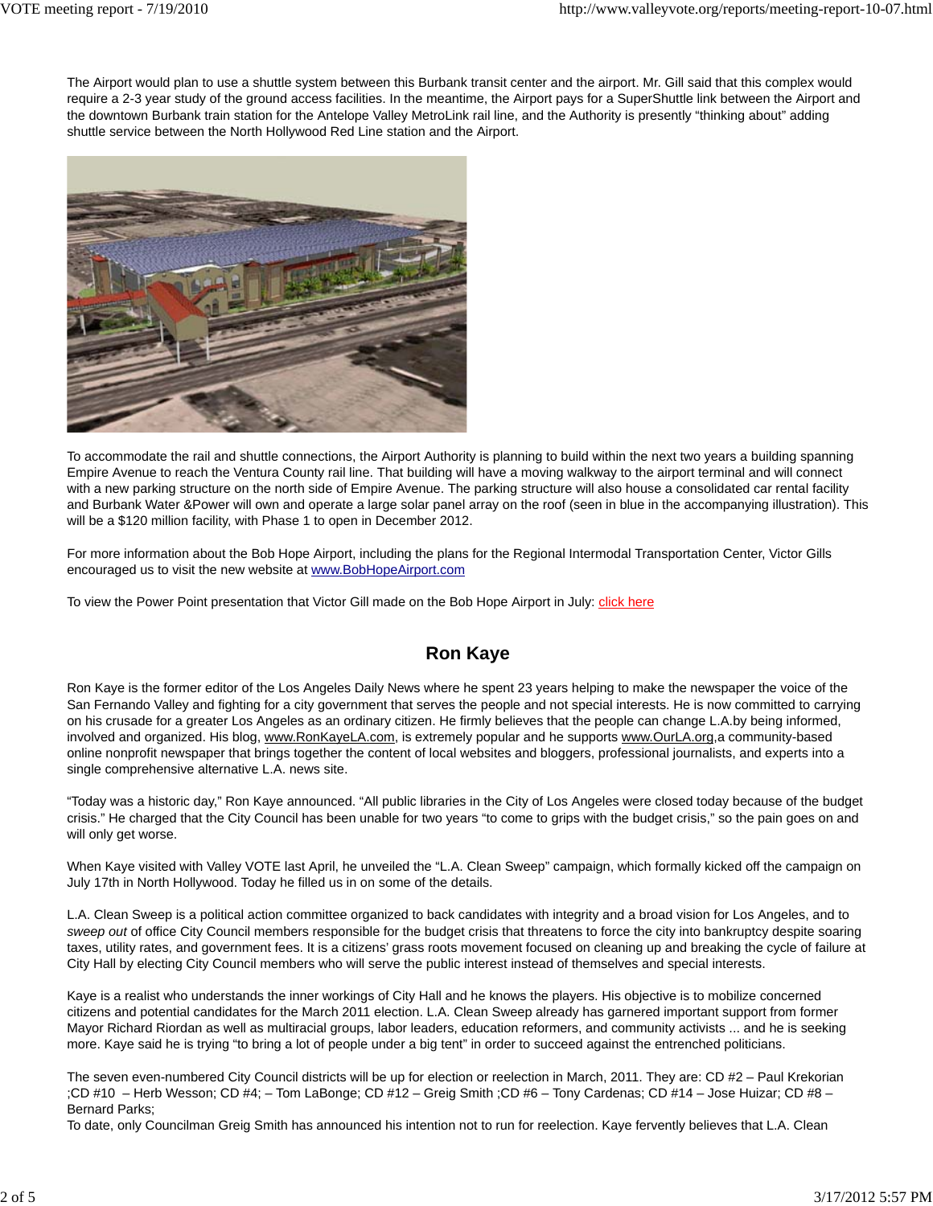The Airport would plan to use a shuttle system between this Burbank transit center and the airport. Mr. Gill said that this complex would require a 2-3 year study of the ground access facilities. In the meantime, the Airport pays for a SuperShuttle link between the Airport and the downtown Burbank train station for the Antelope Valley MetroLink rail line, and the Authority is presently "thinking about" adding shuttle service between the North Hollywood Red Line station and the Airport.

To accommodate the rail and shuttle connections, the Airport Authority is planning to build within the next two years a building spanning Empire Avenue to reach the Ventura County rail line. That building will have a moving walkway to the airport terminal and will connect with a new parking structure on the north side of Empire Avenue. The parking structure will also house a consolidated car rental facility and Burbank Water &Power will own and operate a large solar panel array on the roof (seen in blue in the accompanying illustration). This will be a $120 million facility, with Phase 1 to open in December 2012.

For more information about the Bob Hope Airport, including the plans for the Regional Intermodal Transportation Center, Victor Gills encouraged us to visit the new website at www.BobHopeAirport.com

To view the Power Point presentation that Victor Gill made on the Bob Hope Airport in July: click here

## Ron Kaye

Ron Kaye is the former editor of the Los Angeles Daily News where he spent 23 years helping to make the newspaper the voice of the San Fernando Valley and fighting for a city government that serves the people and not special interests. He is now committed to carrying on his crusade for a greater Los Angeles as an ordinary citizen. He firmly believes that the people can change L.A.by being informed, involved and organized. His blog, www.RonKayeLA.com, is extremely popular and he supports www.OurLA.org,a community-based online nonprofit newspaper that brings together the content of local websites and bloggers, professional journalists, and experts into a single comprehensive alternative L.A. news site.

"Today was a historic day," Ron Kaye announced. "All public libraries in the City of Los Angeles were closed today because of the budget crisis." He charged that the City Council has been unable for two years "to come to grips with the budget crisis," so the pain goes on and will only get worse.

When Kaye visited with Valley VOTE last April, he unveiled the "L.A. Clean Sweep" campaign, which formally kicked off the campaign on July 17th in North Hollywood. Today he filled us in on some of the details.

L.A. Clean Sweep is a political action committee organized to back candidates with integrity and a broad vision for Los Angeles, and to *sweep out* of office City Council members responsible for the budget crisis that threatens to force the city into bankruptcy despite soaring taxes, utility rates, and government fees. It is a citizens' grass roots movement focused on cleaning up and breaking the cycle of failure at City Hall by electing City Council members who will serve the public interest instead of themselves and special interests.

Kaye is a realist who understands the inner workings of City Hall and he knows the players. His objective is to mobilize concerned citizens and potential candidates for the March 2011 election. L.A. Clean Sweep already has garnered important support from former Mayor Richard Riordan as well as multiracial groups, labor leaders, education reformers, and community activists ... and he is seeking more. Kaye said he is trying "to bring a lot of people under a big tent" in order to succeed against the entrenched politicians.

The seven even-numbered City Council districts will be up for election or reelection in March, 2011. They are: CD #2 – Paul Krekorian ;CD #10 – Herb Wesson; CD #4; – Tom LaBonge; CD #12 – Greig Smith ;CD #6 – Tony Cardenas; CD #14 – Jose Huizar; CD #8 – Bernard Parks;
To date, only Councilman Greig Smith has announced his intention not to run for reelection. Kaye fervently believes that L.A. Clean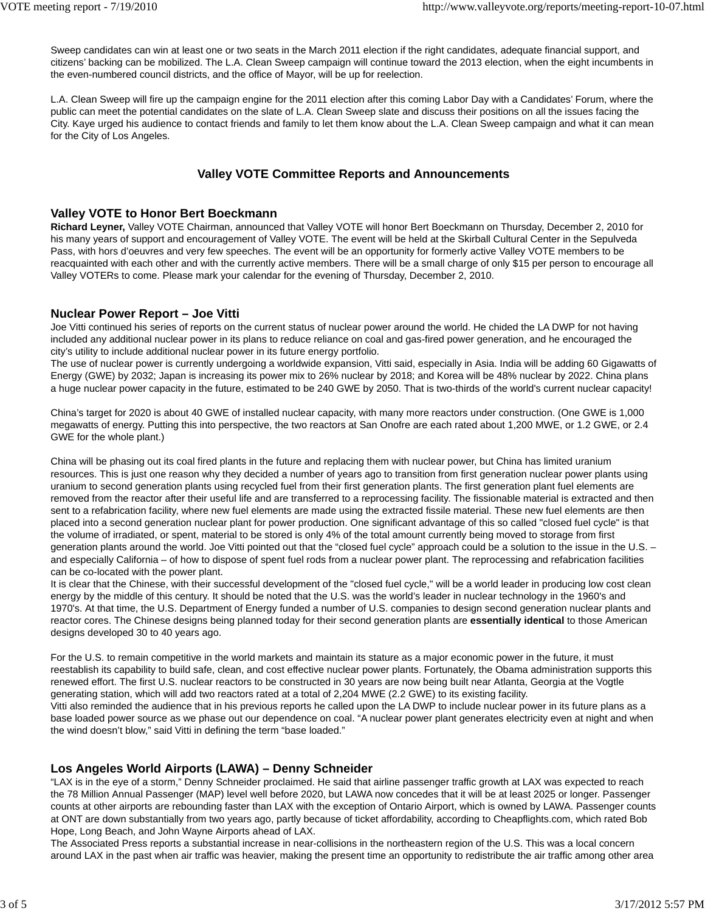Sweep candidates can win at least one or two seats in the March 2011 election if the right candidates, adequate financial support, and citizens' backing can be mobilized. The L.A. Clean Sweep campaign will continue toward the 2013 election, when the eight incumbents in the even-numbered council districts, and the office of Mayor, will be up for reelection.

L.A. Clean Sweep will fire up the campaign engine for the 2011 election after this coming Labor Day with a Candidates' Forum, where the public can meet the potential candidates on the slate of L.A. Clean Sweep slate and discuss their positions on all the issues facing the City. Kaye urged his audience to contact friends and family to let them know about the L.A. Clean Sweep campaign and what it can mean for the City of Los Angeles.

## Valley VOTE Committee Reports and Announcements

### Valley VOTE to Honor Bert Boeckmann

**Richard Leyner,** Valley VOTE Chairman, announced that Valley VOTE will honor Bert Boeckmann on Thursday, December 2, 2010 for his many years of support and encouragement of Valley VOTE. The event will be held at the Skirball Cultural Center in the Sepulveda Pass, with hors d'oeuvres and very few speeches. The event will be an opportunity for formerly active Valley VOTE members to be reacquainted with each other and with the currently active members. There will be a small charge of only $15 per person to encourage all Valley VOTERs to come. Please mark your calendar for the evening of Thursday, December 2, 2010.

### Nuclear Power Report – Joe Vitti

Joe Vitti continued his series of reports on the current status of nuclear power around the world. He chided the LA DWP for not having included any additional nuclear power in its plans to reduce reliance on coal and gas-fired power generation, and he encouraged the city's utility to include additional nuclear power in its future energy portfolio.
The use of nuclear power is currently undergoing a worldwide expansion, Vitti said, especially in Asia. India will be adding 60 Gigawatts of Energy (GWE) by 2032; Japan is increasing its power mix to 26% nuclear by 2018; and Korea will be 48% nuclear by 2022. China plans a huge nuclear power capacity in the future, estimated to be 240 GWE by 2050. That is two-thirds of the world's current nuclear capacity!

China's target for 2020 is about 40 GWE of installed nuclear capacity, with many more reactors under construction. (One GWE is 1,000 megawatts of energy. Putting this into perspective, the two reactors at San Onofre are each rated about 1,200 MWE, or 1.2 GWE, or 2.4 GWE for the whole plant.)

China will be phasing out its coal fired plants in the future and replacing them with nuclear power, but China has limited uranium resources. This is just one reason why they decided a number of years ago to transition from first generation nuclear power plants using uranium to second generation plants using recycled fuel from their first generation plants. The first generation plant fuel elements are removed from the reactor after their useful life and are transferred to a reprocessing facility. The fissionable material is extracted and then sent to a refabrication facility, where new fuel elements are made using the extracted fissile material. These new fuel elements are then placed into a second generation nuclear plant for power production. One significant advantage of this so called "closed fuel cycle" is that the volume of irradiated, or spent, material to be stored is only 4% of the total amount currently being moved to storage from first generation plants around the world. Joe Vitti pointed out that the "closed fuel cycle" approach could be a solution to the issue in the U.S. – and especially California – of how to dispose of spent fuel rods from a nuclear power plant. The reprocessing and refabrication facilities can be co-located with the power plant.
It is clear that the Chinese, with their successful development of the "closed fuel cycle," will be a world leader in producing low cost clean energy by the middle of this century. It should be noted that the U.S. was the world's leader in nuclear technology in the 1960's and 1970's. At that time, the U.S. Department of Energy funded a number of U.S. companies to design second generation nuclear plants and reactor cores. The Chinese designs being planned today for their second generation plants are **essentially identical** to those American designs developed 30 to 40 years ago.

For the U.S. to remain competitive in the world markets and maintain its stature as a major economic power in the future, it must reestablish its capability to build safe, clean, and cost effective nuclear power plants. Fortunately, the Obama administration supports this renewed effort. The first U.S. nuclear reactors to be constructed in 30 years are now being built near Atlanta, Georgia at the Vogtle generating station, which will add two reactors rated at a total of 2,204 MWE (2.2 GWE) to its existing facility.
Vitti also reminded the audience that in his previous reports he called upon the LA DWP to include nuclear power in its future plans as a base loaded power source as we phase out our dependence on coal. "A nuclear power plant generates electricity even at night and when the wind doesn't blow," said Vitti in defining the term "base loaded."

### Los Angeles World Airports (LAWA) – Denny Schneider

"LAX is in the eye of a storm," Denny Schneider proclaimed. He said that airline passenger traffic growth at LAX was expected to reach the 78 Million Annual Passenger (MAP) level well before 2020, but LAWA now concedes that it will be at least 2025 or longer. Passenger counts at other airports are rebounding faster than LAX with the exception of Ontario Airport, which is owned by LAWA. Passenger counts at ONT are down substantially from two years ago, partly because of ticket affordability, according to Cheapflights.com, which rated Bob Hope, Long Beach, and John Wayne Airports ahead of LAX.
The Associated Press reports a substantial increase in near-collisions in the northeastern region of the U.S. This was a local concern around LAX in the past when air traffic was heavier, making the present time an opportunity to redistribute the air traffic among other area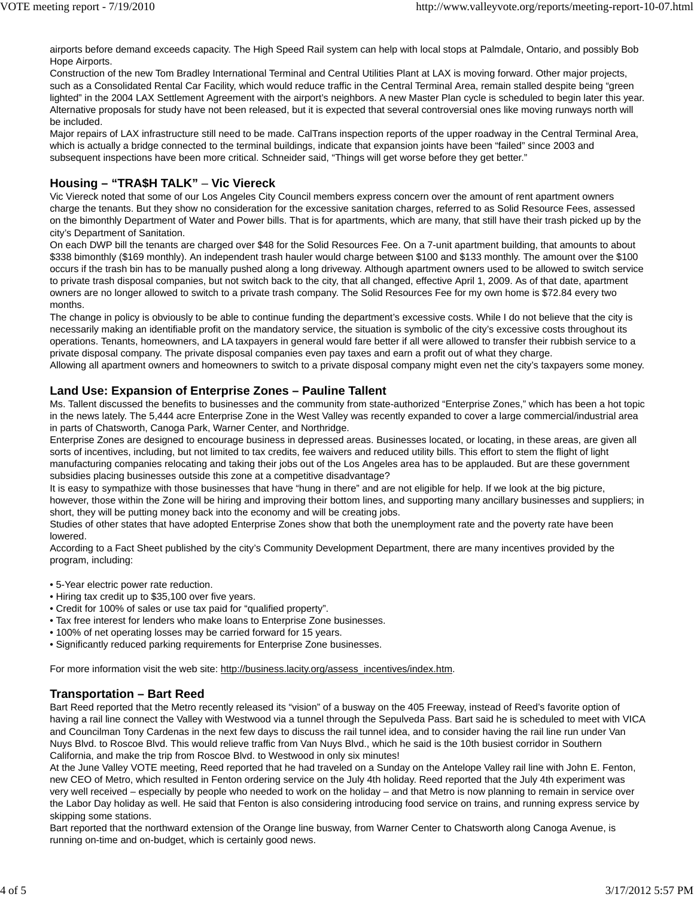airports before demand exceeds capacity. The High Speed Rail system can help with local stops at Palmdale, Ontario, and possibly Bob Hope Airports.

Construction of the new Tom Bradley International Terminal and Central Utilities Plant at LAX is moving forward. Other major projects, such as a Consolidated Rental Car Facility, which would reduce traffic in the Central Terminal Area, remain stalled despite being "green lighted" in the 2004 LAX Settlement Agreement with the airport's neighbors. A new Master Plan cycle is scheduled to begin later this year. Alternative proposals for study have not been released, but it is expected that several controversial ones like moving runways north will be included.

Major repairs of LAX infrastructure still need to be made. CalTrans inspection reports of the upper roadway in the Central Terminal Area, which is actually a bridge connected to the terminal buildings, indicate that expansion joints have been "failed" since 2003 and subsequent inspections have been more critical. Schneider said, "Things will get worse before they get better."

## Housing – "TRA$H TALK" – Vic Viereck

Vic Viereck noted that some of our Los Angeles City Council members express concern over the amount of rent apartment owners charge the tenants. But they show no consideration for the excessive sanitation charges, referred to as Solid Resource Fees, assessed on the bimonthly Department of Water and Power bills. That is for apartments, which are many, that still have their trash picked up by the city's Department of Sanitation.

On each DWP bill the tenants are charged over $48 for the Solid Resources Fee. On a 7-unit apartment building, that amounts to about $338 bimonthly ($169 monthly). An independent trash hauler would charge between $100 and $133 monthly. The amount over the $100 occurs if the trash bin has to be manually pushed along a long driveway. Although apartment owners used to be allowed to switch service to private trash disposal companies, but not switch back to the city, that all changed, effective April 1, 2009. As of that date, apartment owners are no longer allowed to switch to a private trash company. The Solid Resources Fee for my own home is $72.84 every two months.

The change in policy is obviously to be able to continue funding the department's excessive costs. While I do not believe that the city is necessarily making an identifiable profit on the mandatory service, the situation is symbolic of the city's excessive costs throughout its operations. Tenants, homeowners, and LA taxpayers in general would fare better if all were allowed to transfer their rubbish service to a private disposal company. The private disposal companies even pay taxes and earn a profit out of what they charge.

Allowing all apartment owners and homeowners to switch to a private disposal company might even net the city's taxpayers some money.

## Land Use: Expansion of Enterprise Zones – Pauline Tallent

Ms. Tallent discussed the benefits to businesses and the community from state-authorized "Enterprise Zones," which has been a hot topic in the news lately. The 5,444 acre Enterprise Zone in the West Valley was recently expanded to cover a large commercial/industrial area in parts of Chatsworth, Canoga Park, Warner Center, and Northridge.

Enterprise Zones are designed to encourage business in depressed areas. Businesses located, or locating, in these areas, are given all sorts of incentives, including, but not limited to tax credits, fee waivers and reduced utility bills. This effort to stem the flight of light manufacturing companies relocating and taking their jobs out of the Los Angeles area has to be applauded. But are these government subsidies placing businesses outside this zone at a competitive disadvantage?

It is easy to sympathize with those businesses that have "hung in there" and are not eligible for help. If we look at the big picture, however, those within the Zone will be hiring and improving their bottom lines, and supporting many ancillary businesses and suppliers; in short, they will be putting money back into the economy and will be creating jobs.

Studies of other states that have adopted Enterprise Zones show that both the unemployment rate and the poverty rate have been lowered.

According to a Fact Sheet published by the city's Community Development Department, there are many incentives provided by the program, including:

- 5-Year electric power rate reduction.
- Hiring tax credit up to $35,100 over five years.
- Credit for 100% of sales or use tax paid for "qualified property".
- Tax free interest for lenders who make loans to Enterprise Zone businesses.
- 100% of net operating losses may be carried forward for 15 years.
- Significantly reduced parking requirements for Enterprise Zone businesses.

For more information visit the web site: http://business.lacity.org/assess_incentives/index.htm.

## Transportation – Bart Reed

Bart Reed reported that the Metro recently released its "vision" of a busway on the 405 Freeway, instead of Reed's favorite option of having a rail line connect the Valley with Westwood via a tunnel through the Sepulveda Pass. Bart said he is scheduled to meet with VICA and Councilman Tony Cardenas in the next few days to discuss the rail tunnel idea, and to consider having the rail line run under Van Nuys Blvd. to Roscoe Blvd. This would relieve traffic from Van Nuys Blvd., which he said is the 10th busiest corridor in Southern California, and make the trip from Roscoe Blvd. to Westwood in only six minutes!

At the June Valley VOTE meeting, Reed reported that he had traveled on a Sunday on the Antelope Valley rail line with John E. Fenton, new CEO of Metro, which resulted in Fenton ordering service on the July 4th holiday. Reed reported that the July 4th experiment was very well received – especially by people who needed to work on the holiday – and that Metro is now planning to remain in service over the Labor Day holiday as well. He said that Fenton is also considering introducing food service on trains, and running express service by skipping some stations.

Bart reported that the northward extension of the Orange line busway, from Warner Center to Chatsworth along Canoga Avenue, is running on-time and on-budget, which is certainly good news.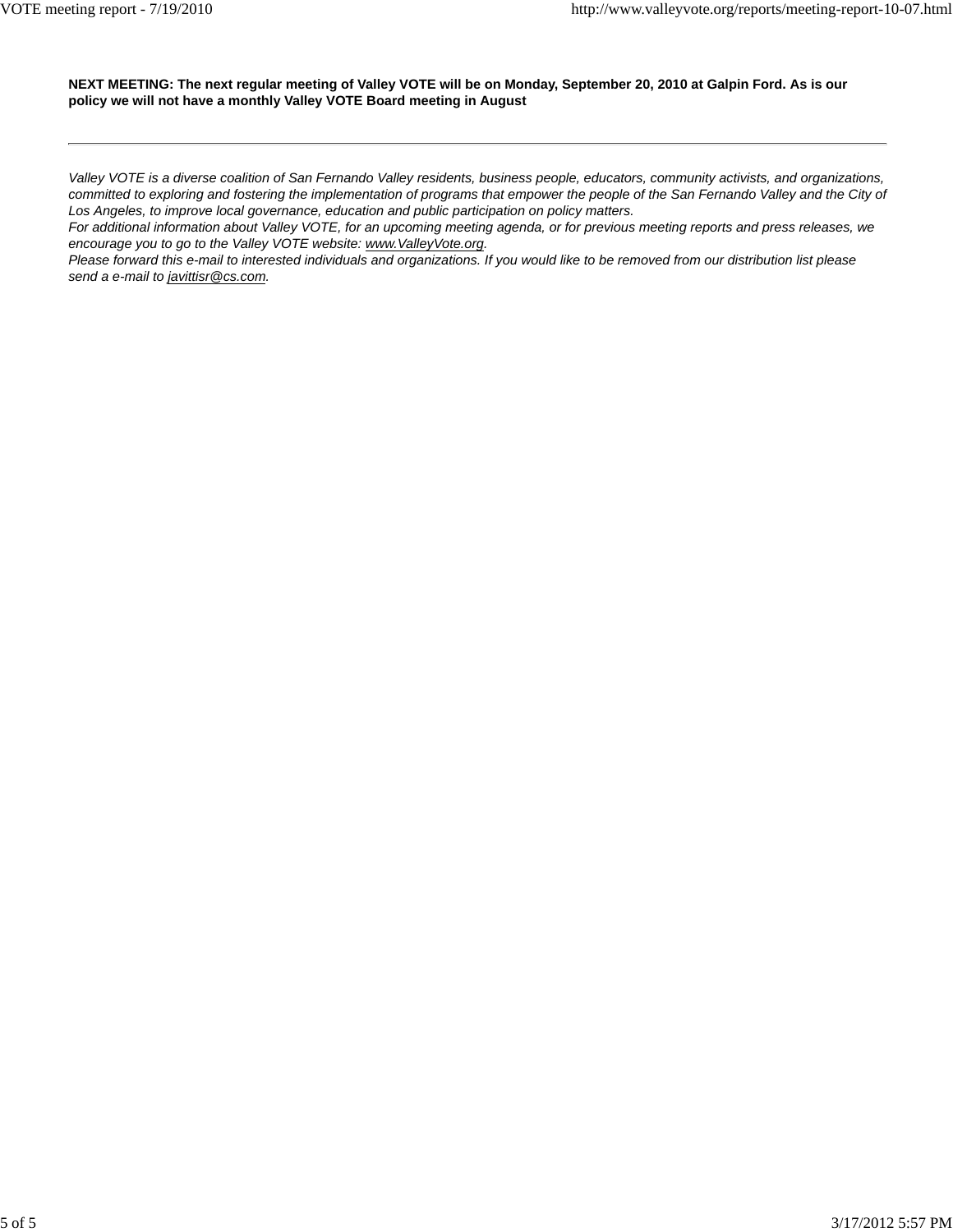**NEXT MEETING: The next regular meeting of Valley VOTE will be on Monday, September 20, 2010 at Galpin Ford. As is our policy we will not have a monthly Valley VOTE Board meeting in August**

---

*Valley VOTE is a diverse coalition of San Fernando Valley residents, business people, educators, community activists, and organizations, committed to exploring and fostering the implementation of programs that empower the people of the San Fernando Valley and the City of Los Angeles, to improve local governance, education and public participation on policy matters.*
*For additional information about Valley VOTE, for an upcoming meeting agenda, or for previous meeting reports and press releases, we encourage you to go to the Valley VOTE website: www.ValleyVote.org.*
*Please forward this e-mail to interested individuals and organizations. If you would like to be removed from our distribution list please send a e-mail to javittisr@cs.com.*